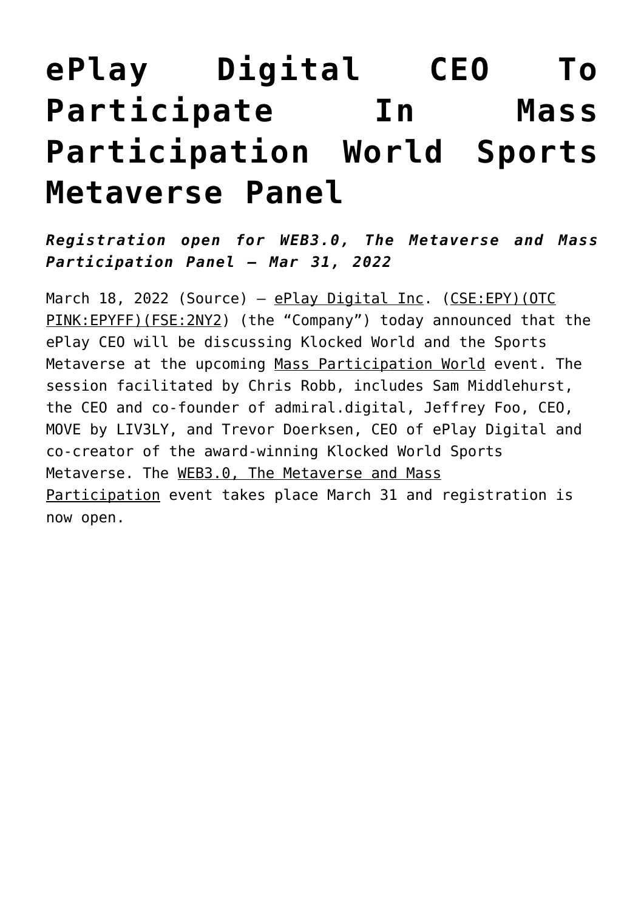# ePlay Digital CEO To Participate In Mass Participation World Sports Metaverse Panel

***Registration open for WEB3.0, The Metaverse and Mass Participation Panel – Mar 31, 2022***

March 18, 2022 (Source) – ePlay Digital Inc. (CSE:EPY)(OTC PINK:EPYFF)(FSE:2NY2) (the "Company") today announced that the ePlay CEO will be discussing Klocked World and the Sports Metaverse at the upcoming Mass Participation World event. The session facilitated by Chris Robb, includes Sam Middlehurst, the CEO and co-founder of admiral.digital, Jeffrey Foo, CEO, MOVE by LIV3LY, and Trevor Doerksen, CEO of ePlay Digital and co-creator of the award-winning Klocked World Sports Metaverse. The WEB3.0, The Metaverse and Mass Participation event takes place March 31 and registration is now open.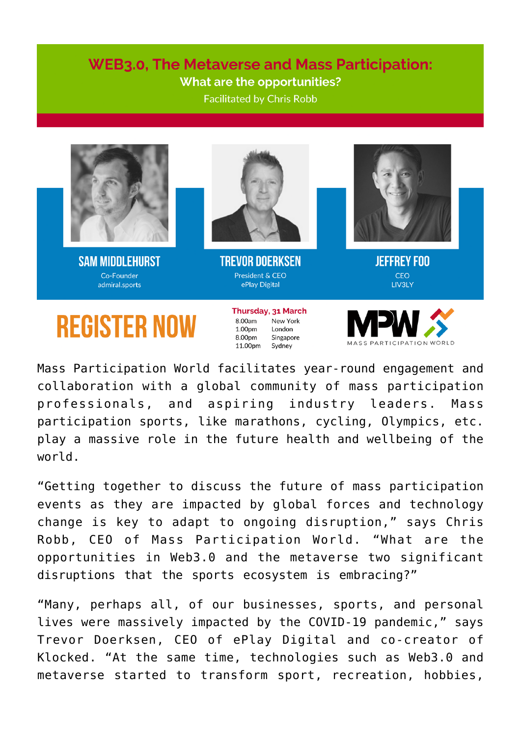# WEB3.0, The Metaverse and Mass Participation:

## What are the opportunities?

Facilitated by Chris Robb

**SAM MIDDLEHURST**
Co-Founder
admiral.sports

**TREVOR DOERKSEN**
President & CEO
ePlay Digital

**JEFFREY FOO**
CEO
LIV3LY

**REGISTER NOW**

**Thursday, 31 March**

| | |
|---|---|
| 8.00am | New York |
| 1.00pm | London |
| 8.00pm | Singapore |
| 11.00pm | Sydney |

MPW MASS PARTICIPATION WORLD

Mass Participation World facilitates year-round engagement and collaboration with a global community of mass participation professionals, and aspiring industry leaders. Mass participation sports, like marathons, cycling, Olympics, etc. play a massive role in the future health and wellbeing of the world.

“Getting together to discuss the future of mass participation events as they are impacted by global forces and technology change is key to adapt to ongoing disruption,” says Chris Robb, CEO of Mass Participation World. “What are the opportunities in Web3.0 and the metaverse two significant disruptions that the sports ecosystem is embracing?”

“Many, perhaps all, of our businesses, sports, and personal lives were massively impacted by the COVID-19 pandemic,” says Trevor Doerksen, CEO of ePlay Digital and co-creator of Klocked. “At the same time, technologies such as Web3.0 and metaverse started to transform sport, recreation, hobbies,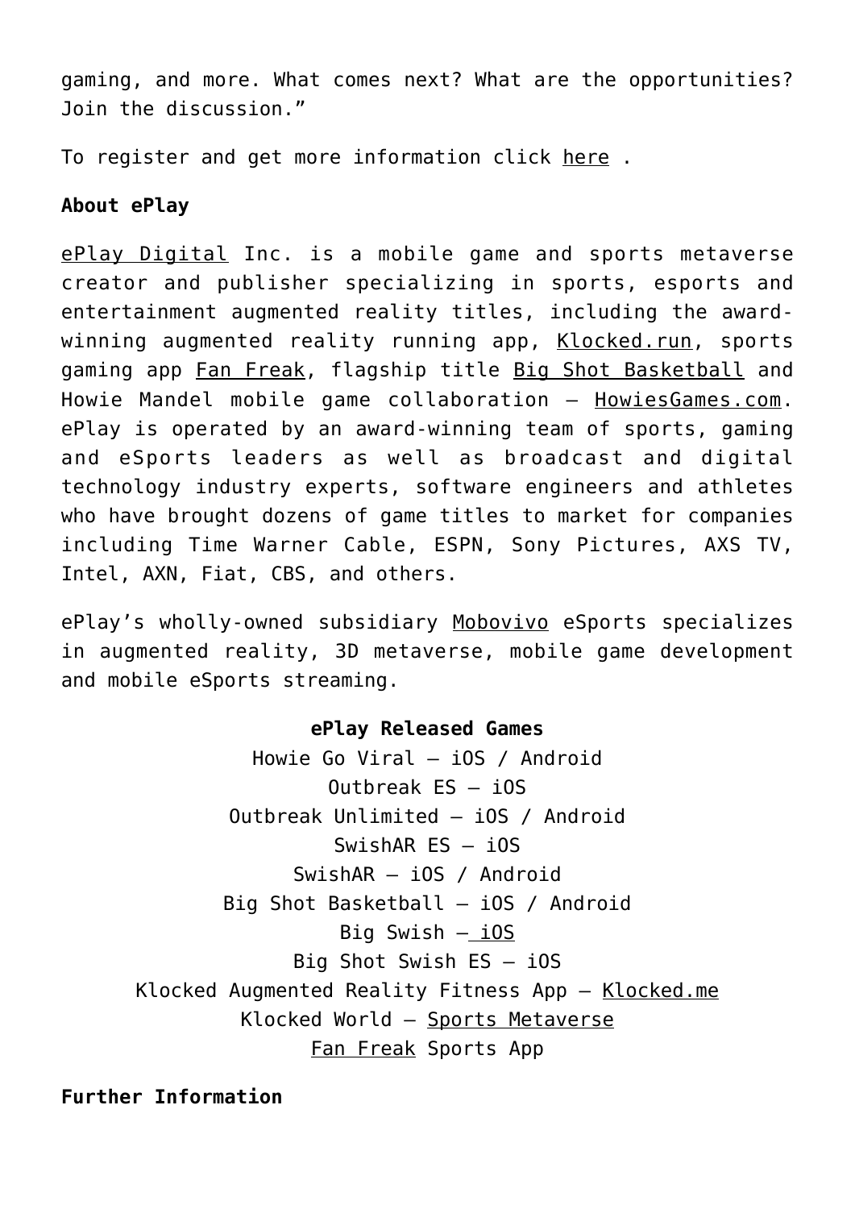gaming, and more. What comes next? What are the opportunities? Join the discussion."

To register and get more information click here .

**About ePlay**

ePlay Digital Inc. is a mobile game and sports metaverse creator and publisher specializing in sports, esports and entertainment augmented reality titles, including the award-winning augmented reality running app, Klocked.run, sports gaming app Fan Freak, flagship title Big Shot Basketball and Howie Mandel mobile game collaboration – HowiesGames.com. ePlay is operated by an award-winning team of sports, gaming and eSports leaders as well as broadcast and digital technology industry experts, software engineers and athletes who have brought dozens of game titles to market for companies including Time Warner Cable, ESPN, Sony Pictures, AXS TV, Intel, AXN, Fiat, CBS, and others.

ePlay's wholly-owned subsidiary Mobovivo eSports specializes in augmented reality, 3D metaverse, mobile game development and mobile eSports streaming.

**ePlay Released Games**

Howie Go Viral – iOS / Android
Outbreak ES – iOS
Outbreak Unlimited – iOS / Android
SwishAR ES – iOS
SwishAR – iOS / Android
Big Shot Basketball – iOS / Android
Big Swish – iOS
Big Shot Swish ES – iOS
Klocked Augmented Reality Fitness App – Klocked.me
Klocked World – Sports Metaverse
Fan Freak Sports App

**Further Information**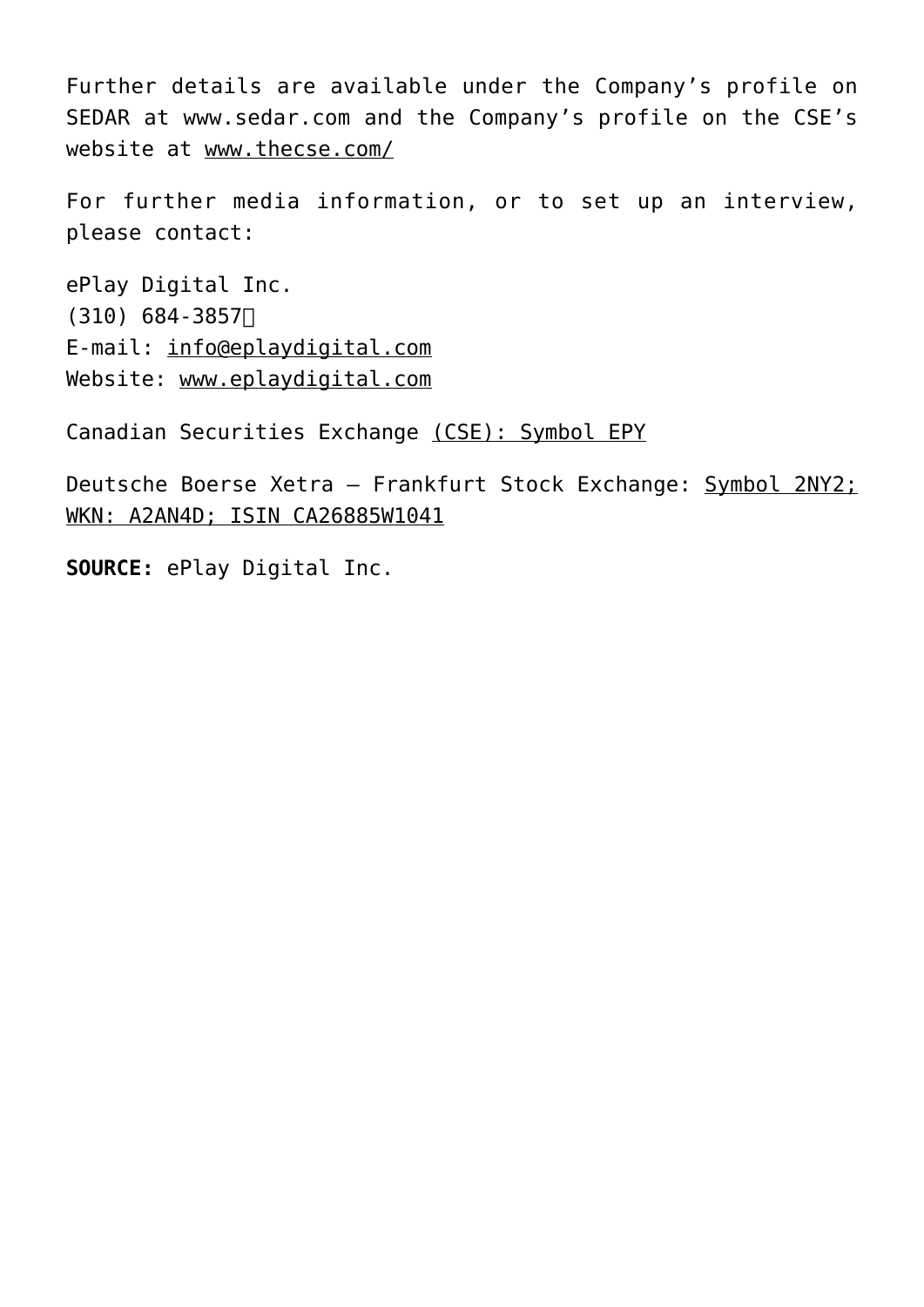Further details are available under the Company’s profile on SEDAR at www.sedar.com and the Company’s profile on the CSE’s website at www.thecse.com/

For further media information, or to set up an interview, please contact:

ePlay Digital Inc.  
(310) 684-3857  
E-mail: info@eplaydigital.com  
Website: www.eplaydigital.com

Canadian Securities Exchange (CSE): Symbol EPY

Deutsche Boerse Xetra – Frankfurt Stock Exchange: Symbol 2NY2; WKN: A2AN4D; ISIN CA26885W1041

**SOURCE:** ePlay Digital Inc.